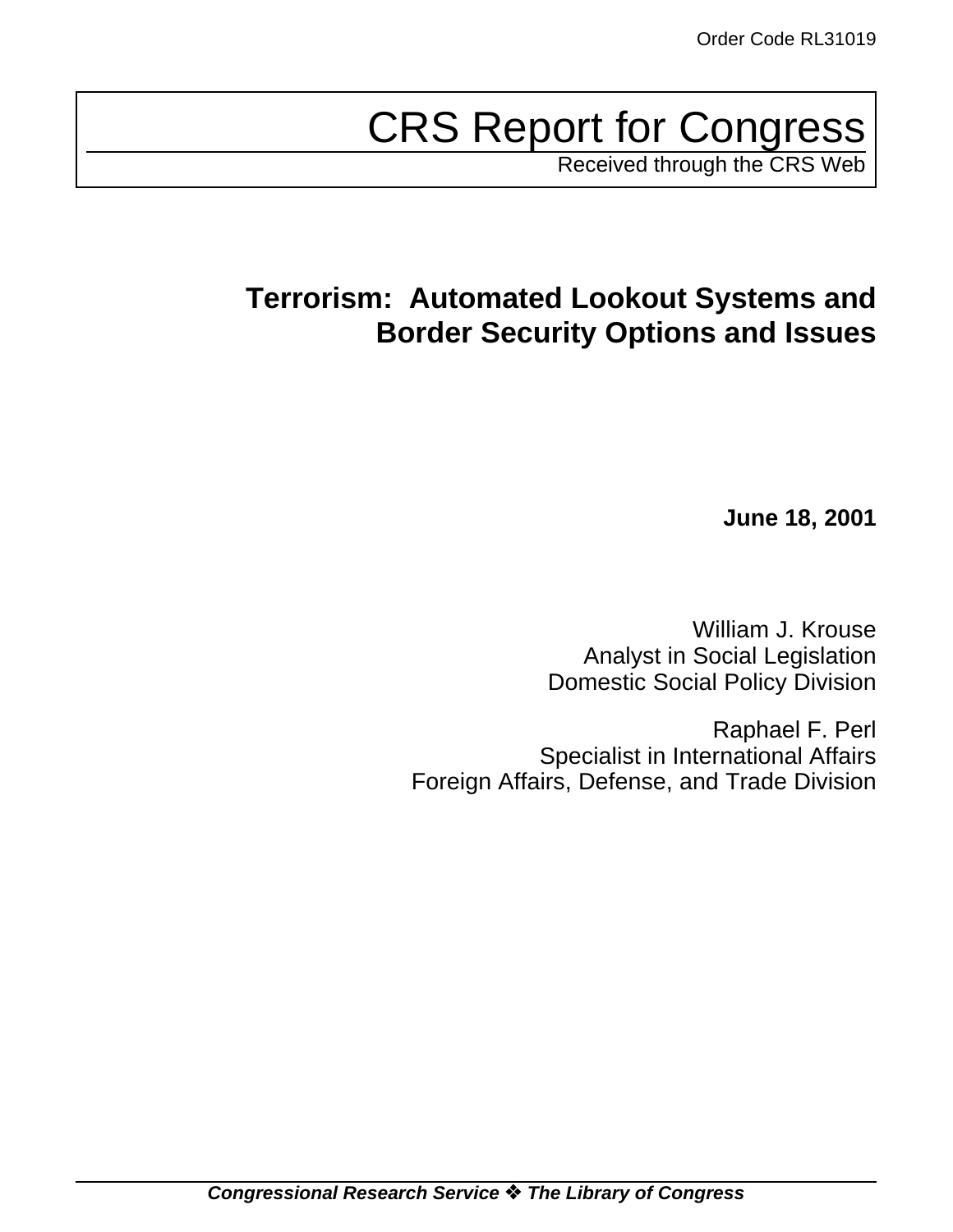Order Code RL31019

# CRS Report for Congress

Received through the CRS Web

## Terrorism: Automated Lookout Systems and Border Security Options and Issues

**June 18, 2001**

William J. Krouse
Analyst in Social Legislation
Domestic Social Policy Division

Raphael F. Perl
Specialist in International Affairs
Foreign Affairs, Defense, and Trade Division

***Congressional Research Service ❖ The Library of Congress***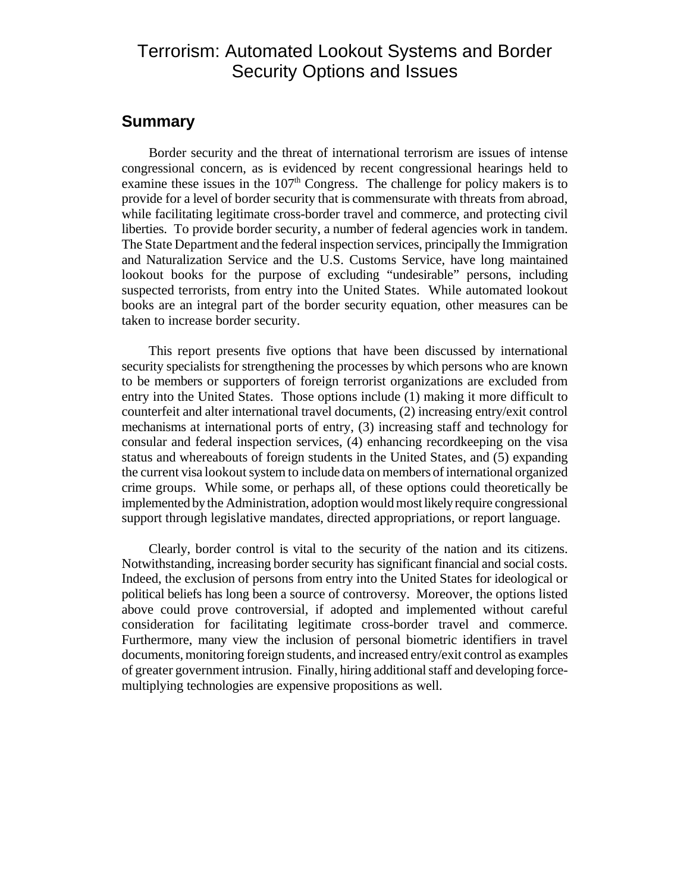# Terrorism: Automated Lookout Systems and Border Security Options and Issues

## Summary

Border security and the threat of international terrorism are issues of intense congressional concern, as is evidenced by recent congressional hearings held to examine these issues in the 107th Congress. The challenge for policy makers is to provide for a level of border security that is commensurate with threats from abroad, while facilitating legitimate cross-border travel and commerce, and protecting civil liberties. To provide border security, a number of federal agencies work in tandem. The State Department and the federal inspection services, principally the Immigration and Naturalization Service and the U.S. Customs Service, have long maintained lookout books for the purpose of excluding "undesirable" persons, including suspected terrorists, from entry into the United States. While automated lookout books are an integral part of the border security equation, other measures can be taken to increase border security.

This report presents five options that have been discussed by international security specialists for strengthening the processes by which persons who are known to be members or supporters of foreign terrorist organizations are excluded from entry into the United States. Those options include (1) making it more difficult to counterfeit and alter international travel documents, (2) increasing entry/exit control mechanisms at international ports of entry, (3) increasing staff and technology for consular and federal inspection services, (4) enhancing recordkeeping on the visa status and whereabouts of foreign students in the United States, and (5) expanding the current visa lookout system to include data on members of international organized crime groups. While some, or perhaps all, of these options could theoretically be implemented by the Administration, adoption would most likely require congressional support through legislative mandates, directed appropriations, or report language.

Clearly, border control is vital to the security of the nation and its citizens. Notwithstanding, increasing border security has significant financial and social costs. Indeed, the exclusion of persons from entry into the United States for ideological or political beliefs has long been a source of controversy. Moreover, the options listed above could prove controversial, if adopted and implemented without careful consideration for facilitating legitimate cross-border travel and commerce. Furthermore, many view the inclusion of personal biometric identifiers in travel documents, monitoring foreign students, and increased entry/exit control as examples of greater government intrusion. Finally, hiring additional staff and developing force-multiplying technologies are expensive propositions as well.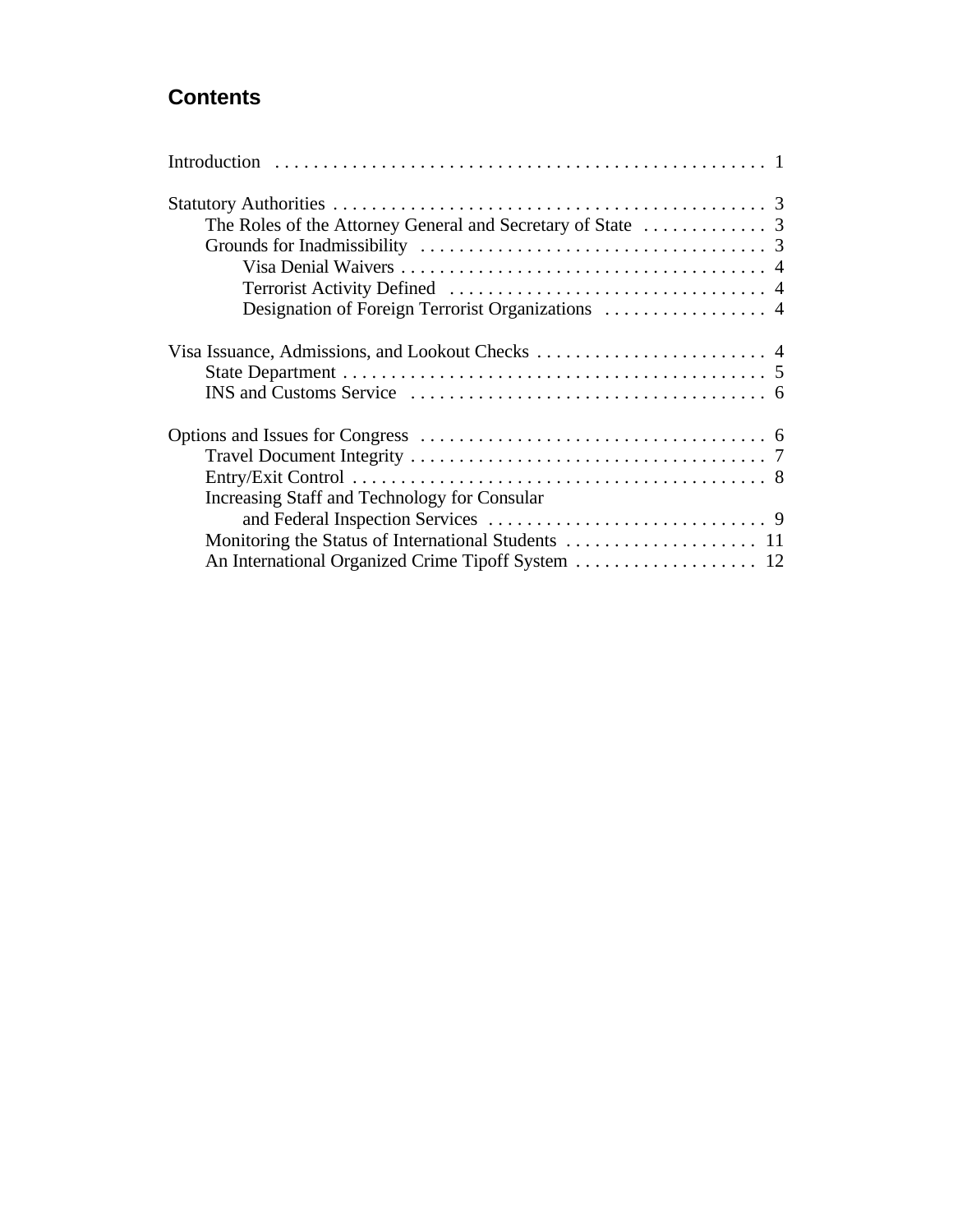## Contents

Introduction . . . . . . . . . . . . . . . . . . . . . . . . . . . . . . . . . . . . . . . . . . . . . . . . . 1

Statutory Authorities . . . . . . . . . . . . . . . . . . . . . . . . . . . . . . . . . . . . . . . . . . . . . 3
- The Roles of the Attorney General and Secretary of State . . . . . . . . . . . . . 3
- Grounds for Inadmissibility . . . . . . . . . . . . . . . . . . . . . . . . . . . . . . . . . . . 3
  - Visa Denial Waivers . . . . . . . . . . . . . . . . . . . . . . . . . . . . . . . . . . . . . 4
  - Terrorist Activity Defined . . . . . . . . . . . . . . . . . . . . . . . . . . . . . . . . 4
  - Designation of Foreign Terrorist Organizations . . . . . . . . . . . . . . . . . 4

Visa Issuance, Admissions, and Lookout Checks . . . . . . . . . . . . . . . . . . . . . . . . 4
- State Department . . . . . . . . . . . . . . . . . . . . . . . . . . . . . . . . . . . . . . . . . . . 5
- INS and Customs Service . . . . . . . . . . . . . . . . . . . . . . . . . . . . . . . . . . . . 6

Options and Issues for Congress . . . . . . . . . . . . . . . . . . . . . . . . . . . . . . . . . . . 6
- Travel Document Integrity . . . . . . . . . . . . . . . . . . . . . . . . . . . . . . . . . . . . 7
- Entry/Exit Control . . . . . . . . . . . . . . . . . . . . . . . . . . . . . . . . . . . . . . . . . . 8
- Increasing Staff and Technology for Consular and Federal Inspection Services . . . . . . . . . . . . . . . . . . . . . . . . . . . . 9
- Monitoring the Status of International Students . . . . . . . . . . . . . . . . . . . . 11
- An International Organized Crime Tipoff System . . . . . . . . . . . . . . . . . . . 12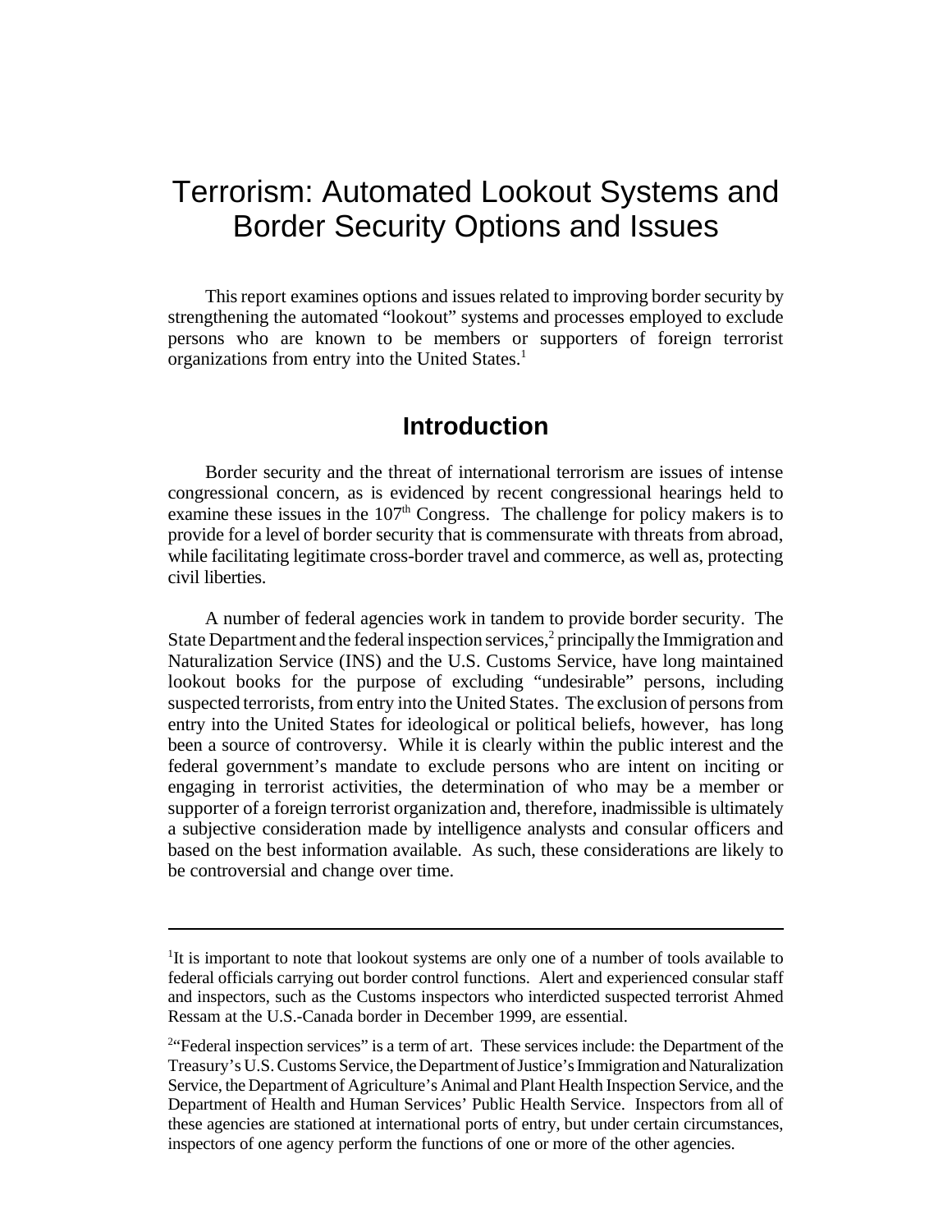# Terrorism: Automated Lookout Systems and Border Security Options and Issues

This report examines options and issues related to improving border security by strengthening the automated "lookout" systems and processes employed to exclude persons who are known to be members or supporters of foreign terrorist organizations from entry into the United States.[1]

## Introduction

Border security and the threat of international terrorism are issues of intense congressional concern, as is evidenced by recent congressional hearings held to examine these issues in the 107th Congress. The challenge for policy makers is to provide for a level of border security that is commensurate with threats from abroad, while facilitating legitimate cross-border travel and commerce, as well as, protecting civil liberties.

A number of federal agencies work in tandem to provide border security. The State Department and the federal inspection services,[2] principally the Immigration and Naturalization Service (INS) and the U.S. Customs Service, have long maintained lookout books for the purpose of excluding "undesirable" persons, including suspected terrorists, from entry into the United States. The exclusion of persons from entry into the United States for ideological or political beliefs, however, has long been a source of controversy. While it is clearly within the public interest and the federal government's mandate to exclude persons who are intent on inciting or engaging in terrorist activities, the determination of who may be a member or supporter of a foreign terrorist organization and, therefore, inadmissible is ultimately a subjective consideration made by intelligence analysts and consular officers and based on the best information available. As such, these considerations are likely to be controversial and change over time.

---

[1]It is important to note that lookout systems are only one of a number of tools available to federal officials carrying out border control functions. Alert and experienced consular staff and inspectors, such as the Customs inspectors who interdicted suspected terrorist Ahmed Ressam at the U.S.-Canada border in December 1999, are essential.

[2]"Federal inspection services" is a term of art. These services include: the Department of the Treasury's U.S. Customs Service, the Department of Justice's Immigration and Naturalization Service, the Department of Agriculture's Animal and Plant Health Inspection Service, and the Department of Health and Human Services' Public Health Service. Inspectors from all of these agencies are stationed at international ports of entry, but under certain circumstances, inspectors of one agency perform the functions of one or more of the other agencies.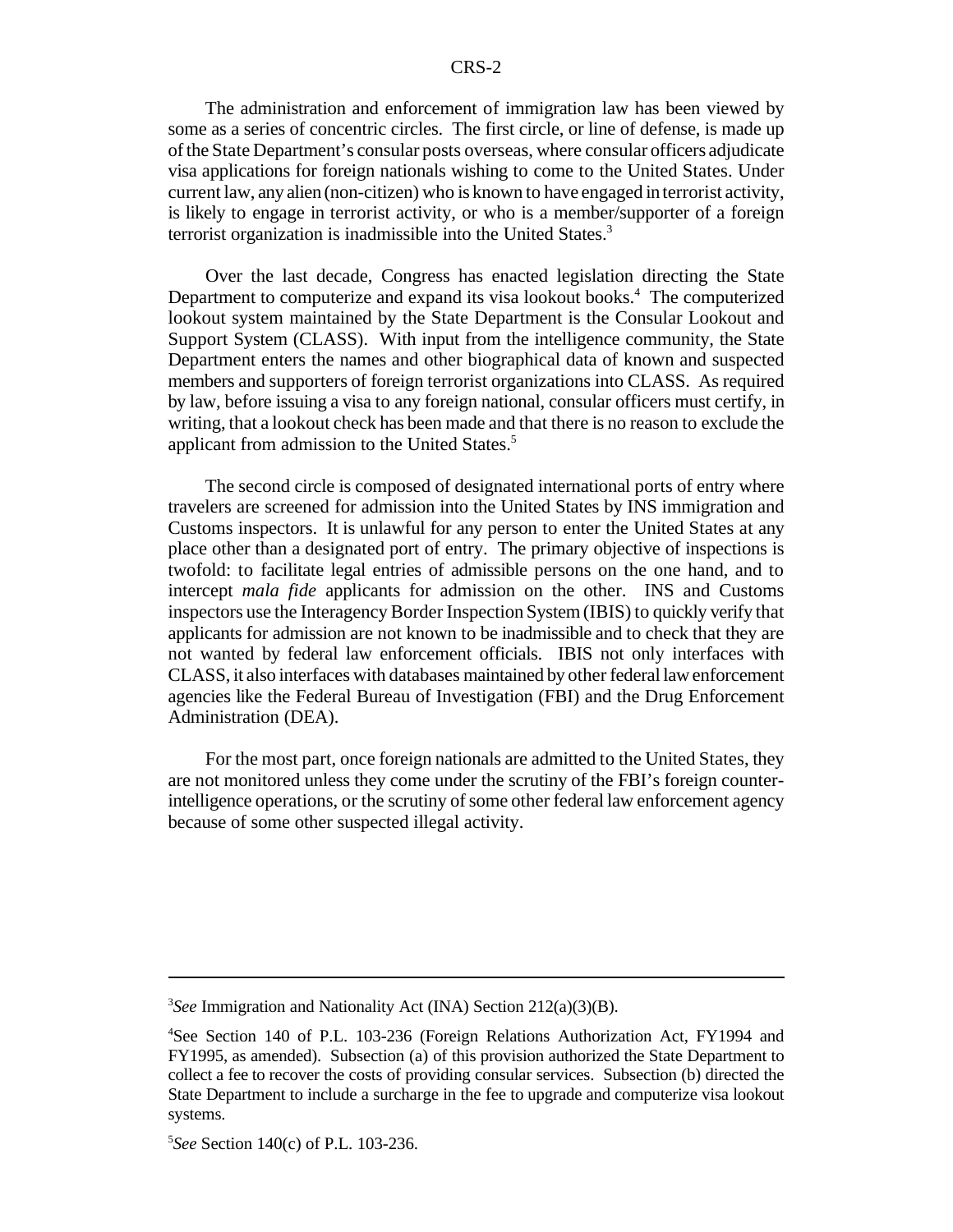The administration and enforcement of immigration law has been viewed by some as a series of concentric circles. The first circle, or line of defense, is made up of the State Department's consular posts overseas, where consular officers adjudicate visa applications for foreign nationals wishing to come to the United States. Under current law, any alien (non-citizen) who is known to have engaged in terrorist activity, is likely to engage in terrorist activity, or who is a member/supporter of a foreign terrorist organization is inadmissible into the United States.[3]

Over the last decade, Congress has enacted legislation directing the State Department to computerize and expand its visa lookout books.[4] The computerized lookout system maintained by the State Department is the Consular Lookout and Support System (CLASS). With input from the intelligence community, the State Department enters the names and other biographical data of known and suspected members and supporters of foreign terrorist organizations into CLASS. As required by law, before issuing a visa to any foreign national, consular officers must certify, in writing, that a lookout check has been made and that there is no reason to exclude the applicant from admission to the United States.[5]

The second circle is composed of designated international ports of entry where travelers are screened for admission into the United States by INS immigration and Customs inspectors. It is unlawful for any person to enter the United States at any place other than a designated port of entry. The primary objective of inspections is twofold: to facilitate legal entries of admissible persons on the one hand, and to intercept *mala fide* applicants for admission on the other. INS and Customs inspectors use the Interagency Border Inspection System (IBIS) to quickly verify that applicants for admission are not known to be inadmissible and to check that they are not wanted by federal law enforcement officials. IBIS not only interfaces with CLASS, it also interfaces with databases maintained by other federal law enforcement agencies like the Federal Bureau of Investigation (FBI) and the Drug Enforcement Administration (DEA).

For the most part, once foreign nationals are admitted to the United States, they are not monitored unless they come under the scrutiny of the FBI's foreign counter-intelligence operations, or the scrutiny of some other federal law enforcement agency because of some other suspected illegal activity.

---

[3] *See* Immigration and Nationality Act (INA) Section 212(a)(3)(B).

[4] See Section 140 of P.L. 103-236 (Foreign Relations Authorization Act, FY1994 and FY1995, as amended). Subsection (a) of this provision authorized the State Department to collect a fee to recover the costs of providing consular services. Subsection (b) directed the State Department to include a surcharge in the fee to upgrade and computerize visa lookout systems.

[5] *See* Section 140(c) of P.L. 103-236.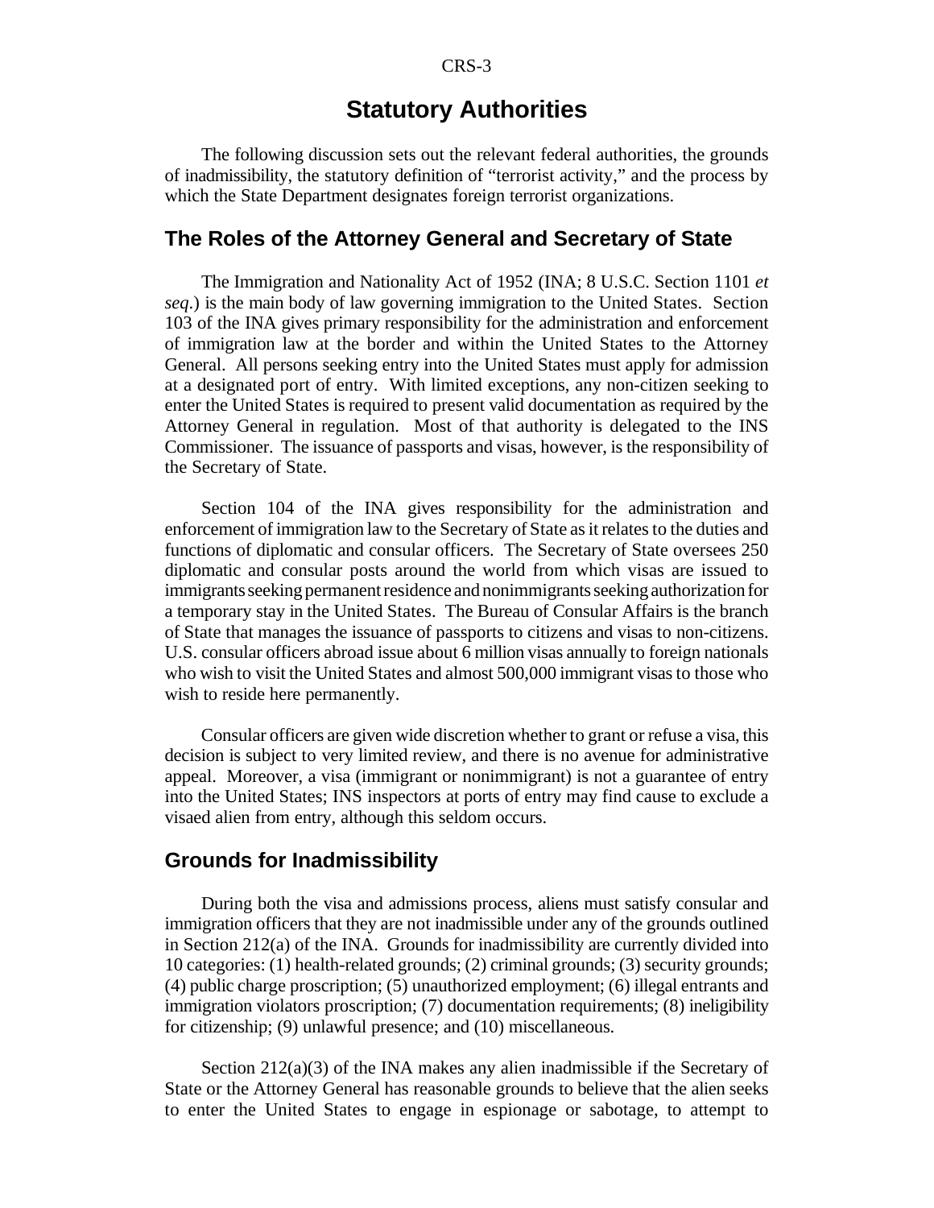# Statutory Authorities

The following discussion sets out the relevant federal authorities, the grounds of inadmissibility, the statutory definition of "terrorist activity," and the process by which the State Department designates foreign terrorist organizations.

## The Roles of the Attorney General and Secretary of State

The Immigration and Nationality Act of 1952 (INA; 8 U.S.C. Section 1101 *et seq*.) is the main body of law governing immigration to the United States. Section 103 of the INA gives primary responsibility for the administration and enforcement of immigration law at the border and within the United States to the Attorney General. All persons seeking entry into the United States must apply for admission at a designated port of entry. With limited exceptions, any non-citizen seeking to enter the United States is required to present valid documentation as required by the Attorney General in regulation. Most of that authority is delegated to the INS Commissioner. The issuance of passports and visas, however, is the responsibility of the Secretary of State.

Section 104 of the INA gives responsibility for the administration and enforcement of immigration law to the Secretary of State as it relates to the duties and functions of diplomatic and consular officers. The Secretary of State oversees 250 diplomatic and consular posts around the world from which visas are issued to immigrants seeking permanent residence and nonimmigrants seeking authorization for a temporary stay in the United States. The Bureau of Consular Affairs is the branch of State that manages the issuance of passports to citizens and visas to non-citizens. U.S. consular officers abroad issue about 6 million visas annually to foreign nationals who wish to visit the United States and almost 500,000 immigrant visas to those who wish to reside here permanently.

Consular officers are given wide discretion whether to grant or refuse a visa, this decision is subject to very limited review, and there is no avenue for administrative appeal. Moreover, a visa (immigrant or nonimmigrant) is not a guarantee of entry into the United States; INS inspectors at ports of entry may find cause to exclude a visaed alien from entry, although this seldom occurs.

## Grounds for Inadmissibility

During both the visa and admissions process, aliens must satisfy consular and immigration officers that they are not inadmissible under any of the grounds outlined in Section 212(a) of the INA. Grounds for inadmissibility are currently divided into 10 categories: (1) health-related grounds; (2) criminal grounds; (3) security grounds; (4) public charge proscription; (5) unauthorized employment; (6) illegal entrants and immigration violators proscription; (7) documentation requirements; (8) ineligibility for citizenship; (9) unlawful presence; and (10) miscellaneous.

Section 212(a)(3) of the INA makes any alien inadmissible if the Secretary of State or the Attorney General has reasonable grounds to believe that the alien seeks to enter the United States to engage in espionage or sabotage, to attempt to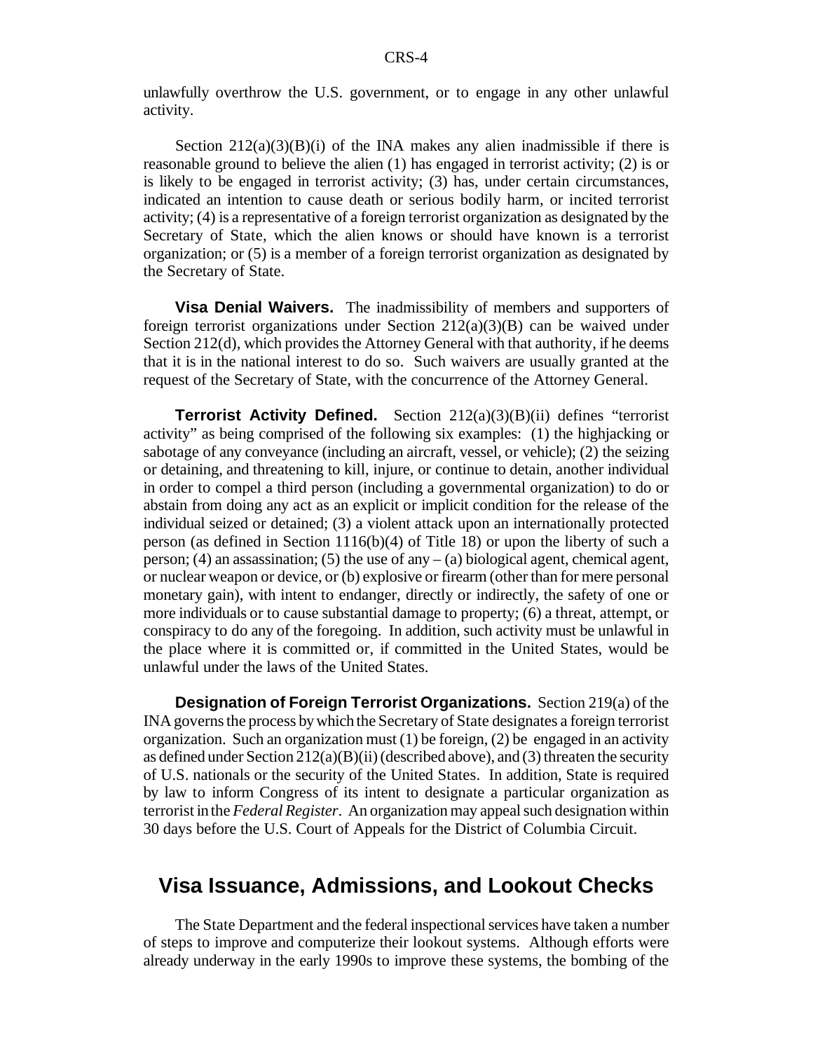unlawfully overthrow the U.S. government, or to engage in any other unlawful activity.

Section 212(a)(3)(B)(i) of the INA makes any alien inadmissible if there is reasonable ground to believe the alien (1) has engaged in terrorist activity; (2) is or is likely to be engaged in terrorist activity; (3) has, under certain circumstances, indicated an intention to cause death or serious bodily harm, or incited terrorist activity; (4) is a representative of a foreign terrorist organization as designated by the Secretary of State, which the alien knows or should have known is a terrorist organization; or (5) is a member of a foreign terrorist organization as designated by the Secretary of State.

**Visa Denial Waivers.** The inadmissibility of members and supporters of foreign terrorist organizations under Section 212(a)(3)(B) can be waived under Section 212(d), which provides the Attorney General with that authority, if he deems that it is in the national interest to do so. Such waivers are usually granted at the request of the Secretary of State, with the concurrence of the Attorney General.

**Terrorist Activity Defined.** Section 212(a)(3)(B)(ii) defines "terrorist activity" as being comprised of the following six examples: (1) the highjacking or sabotage of any conveyance (including an aircraft, vessel, or vehicle); (2) the seizing or detaining, and threatening to kill, injure, or continue to detain, another individual in order to compel a third person (including a governmental organization) to do or abstain from doing any act as an explicit or implicit condition for the release of the individual seized or detained; (3) a violent attack upon an internationally protected person (as defined in Section 1116(b)(4) of Title 18) or upon the liberty of such a person; (4) an assassination; (5) the use of any – (a) biological agent, chemical agent, or nuclear weapon or device, or (b) explosive or firearm (other than for mere personal monetary gain), with intent to endanger, directly or indirectly, the safety of one or more individuals or to cause substantial damage to property; (6) a threat, attempt, or conspiracy to do any of the foregoing. In addition, such activity must be unlawful in the place where it is committed or, if committed in the United States, would be unlawful under the laws of the United States.

**Designation of Foreign Terrorist Organizations.** Section 219(a) of the INA governs the process by which the Secretary of State designates a foreign terrorist organization. Such an organization must (1) be foreign, (2) be engaged in an activity as defined under Section 212(a)(B)(ii) (described above), and (3) threaten the security of U.S. nationals or the security of the United States. In addition, State is required by law to inform Congress of its intent to designate a particular organization as terrorist in the *Federal Register*. An organization may appeal such designation within 30 days before the U.S. Court of Appeals for the District of Columbia Circuit.

## Visa Issuance, Admissions, and Lookout Checks

The State Department and the federal inspectional services have taken a number of steps to improve and computerize their lookout systems. Although efforts were already underway in the early 1990s to improve these systems, the bombing of the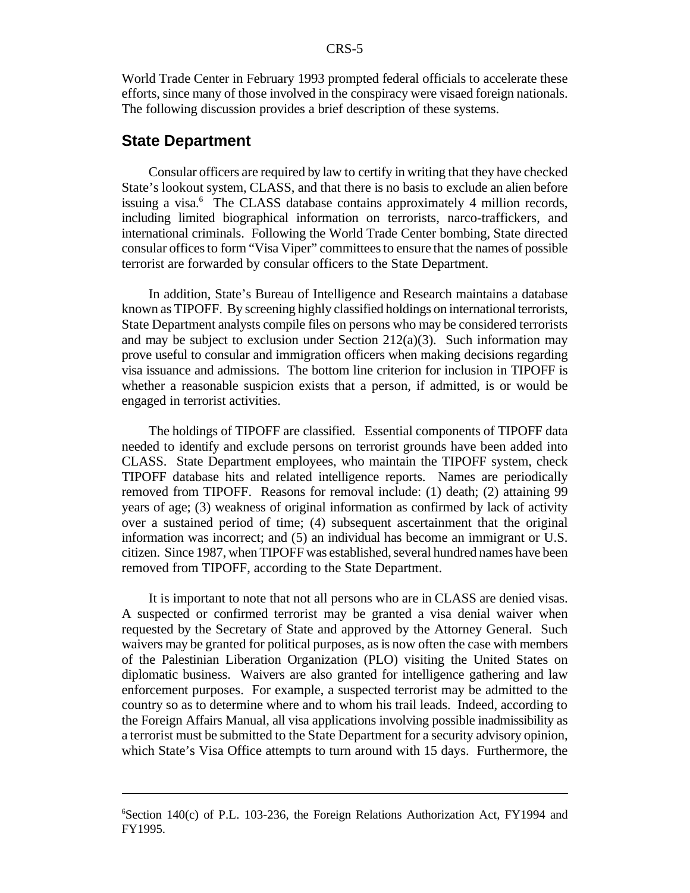World Trade Center in February 1993 prompted federal officials to accelerate these efforts, since many of those involved in the conspiracy were visaed foreign nationals. The following discussion provides a brief description of these systems.

## State Department

Consular officers are required by law to certify in writing that they have checked State's lookout system, CLASS, and that there is no basis to exclude an alien before issuing a visa.[6] The CLASS database contains approximately 4 million records, including limited biographical information on terrorists, narco-traffickers, and international criminals. Following the World Trade Center bombing, State directed consular offices to form "Visa Viper" committees to ensure that the names of possible terrorist are forwarded by consular officers to the State Department.

In addition, State's Bureau of Intelligence and Research maintains a database known as TIPOFF. By screening highly classified holdings on international terrorists, State Department analysts compile files on persons who may be considered terrorists and may be subject to exclusion under Section 212(a)(3). Such information may prove useful to consular and immigration officers when making decisions regarding visa issuance and admissions. The bottom line criterion for inclusion in TIPOFF is whether a reasonable suspicion exists that a person, if admitted, is or would be engaged in terrorist activities.

The holdings of TIPOFF are classified. Essential components of TIPOFF data needed to identify and exclude persons on terrorist grounds have been added into CLASS. State Department employees, who maintain the TIPOFF system, check TIPOFF database hits and related intelligence reports. Names are periodically removed from TIPOFF. Reasons for removal include: (1) death; (2) attaining 99 years of age; (3) weakness of original information as confirmed by lack of activity over a sustained period of time; (4) subsequent ascertainment that the original information was incorrect; and (5) an individual has become an immigrant or U.S. citizen. Since 1987, when TIPOFF was established, several hundred names have been removed from TIPOFF, according to the State Department.

It is important to note that not all persons who are in CLASS are denied visas. A suspected or confirmed terrorist may be granted a visa denial waiver when requested by the Secretary of State and approved by the Attorney General. Such waivers may be granted for political purposes, as is now often the case with members of the Palestinian Liberation Organization (PLO) visiting the United States on diplomatic business. Waivers are also granted for intelligence gathering and law enforcement purposes. For example, a suspected terrorist may be admitted to the country so as to determine where and to whom his trail leads. Indeed, according to the Foreign Affairs Manual, all visa applications involving possible inadmissibility as a terrorist must be submitted to the State Department for a security advisory opinion, which State's Visa Office attempts to turn around with 15 days. Furthermore, the

---

[6] Section 140(c) of P.L. 103-236, the Foreign Relations Authorization Act, FY1994 and FY1995.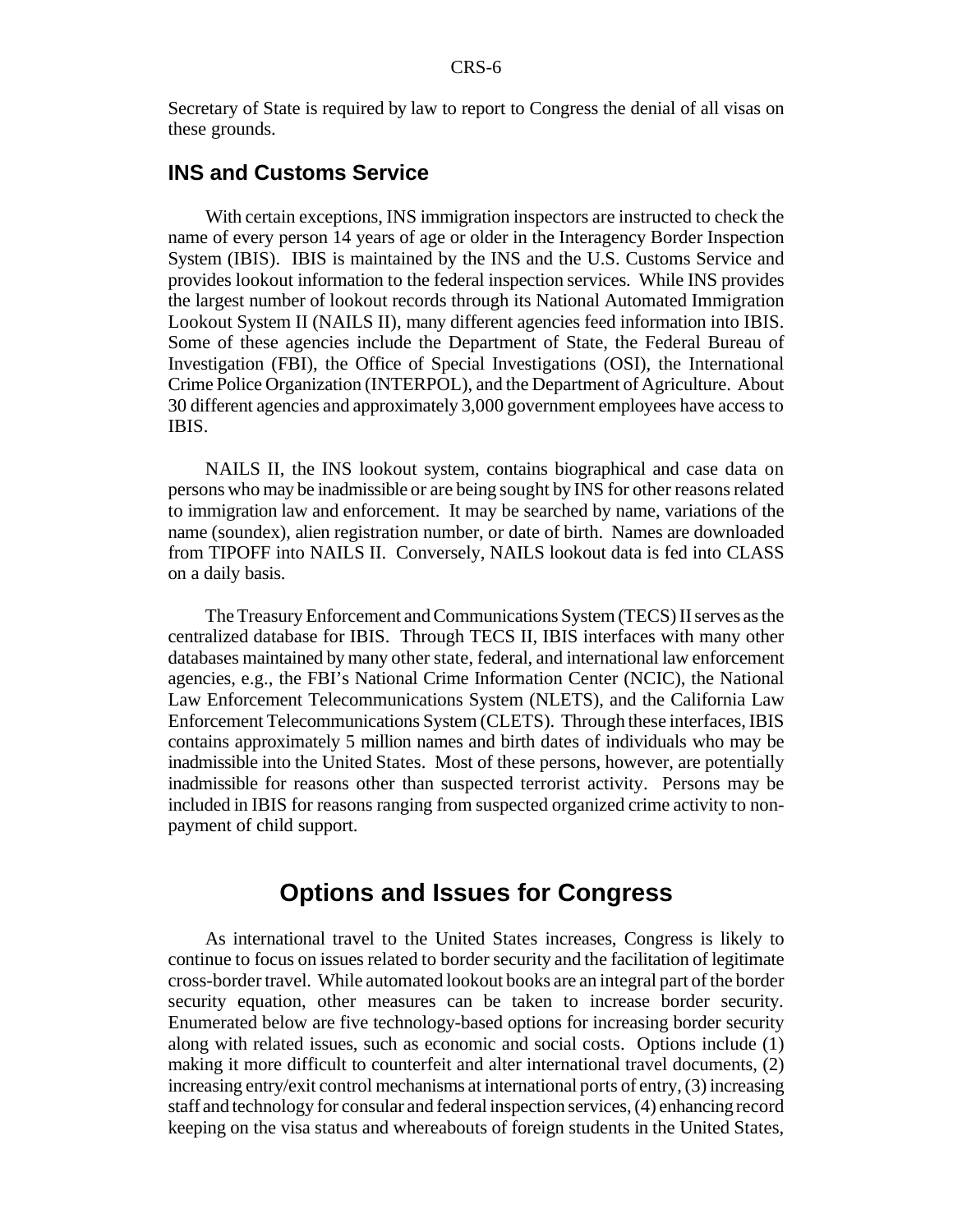Secretary of State is required by law to report to Congress the denial of all visas on these grounds.

### INS and Customs Service

With certain exceptions, INS immigration inspectors are instructed to check the name of every person 14 years of age or older in the Interagency Border Inspection System (IBIS). IBIS is maintained by the INS and the U.S. Customs Service and provides lookout information to the federal inspection services. While INS provides the largest number of lookout records through its National Automated Immigration Lookout System II (NAILS II), many different agencies feed information into IBIS. Some of these agencies include the Department of State, the Federal Bureau of Investigation (FBI), the Office of Special Investigations (OSI), the International Crime Police Organization (INTERPOL), and the Department of Agriculture. About 30 different agencies and approximately 3,000 government employees have access to IBIS.

NAILS II, the INS lookout system, contains biographical and case data on persons who may be inadmissible or are being sought by INS for other reasons related to immigration law and enforcement. It may be searched by name, variations of the name (soundex), alien registration number, or date of birth. Names are downloaded from TIPOFF into NAILS II. Conversely, NAILS lookout data is fed into CLASS on a daily basis.

The Treasury Enforcement and Communications System (TECS) II serves as the centralized database for IBIS. Through TECS II, IBIS interfaces with many other databases maintained by many other state, federal, and international law enforcement agencies, e.g., the FBI's National Crime Information Center (NCIC), the National Law Enforcement Telecommunications System (NLETS), and the California Law Enforcement Telecommunications System (CLETS). Through these interfaces, IBIS contains approximately 5 million names and birth dates of individuals who may be inadmissible into the United States. Most of these persons, however, are potentially inadmissible for reasons other than suspected terrorist activity. Persons may be included in IBIS for reasons ranging from suspected organized crime activity to non-payment of child support.

## Options and Issues for Congress

As international travel to the United States increases, Congress is likely to continue to focus on issues related to border security and the facilitation of legitimate cross-border travel. While automated lookout books are an integral part of the border security equation, other measures can be taken to increase border security. Enumerated below are five technology-based options for increasing border security along with related issues, such as economic and social costs. Options include (1) making it more difficult to counterfeit and alter international travel documents, (2) increasing entry/exit control mechanisms at international ports of entry, (3) increasing staff and technology for consular and federal inspection services, (4) enhancing record keeping on the visa status and whereabouts of foreign students in the United States,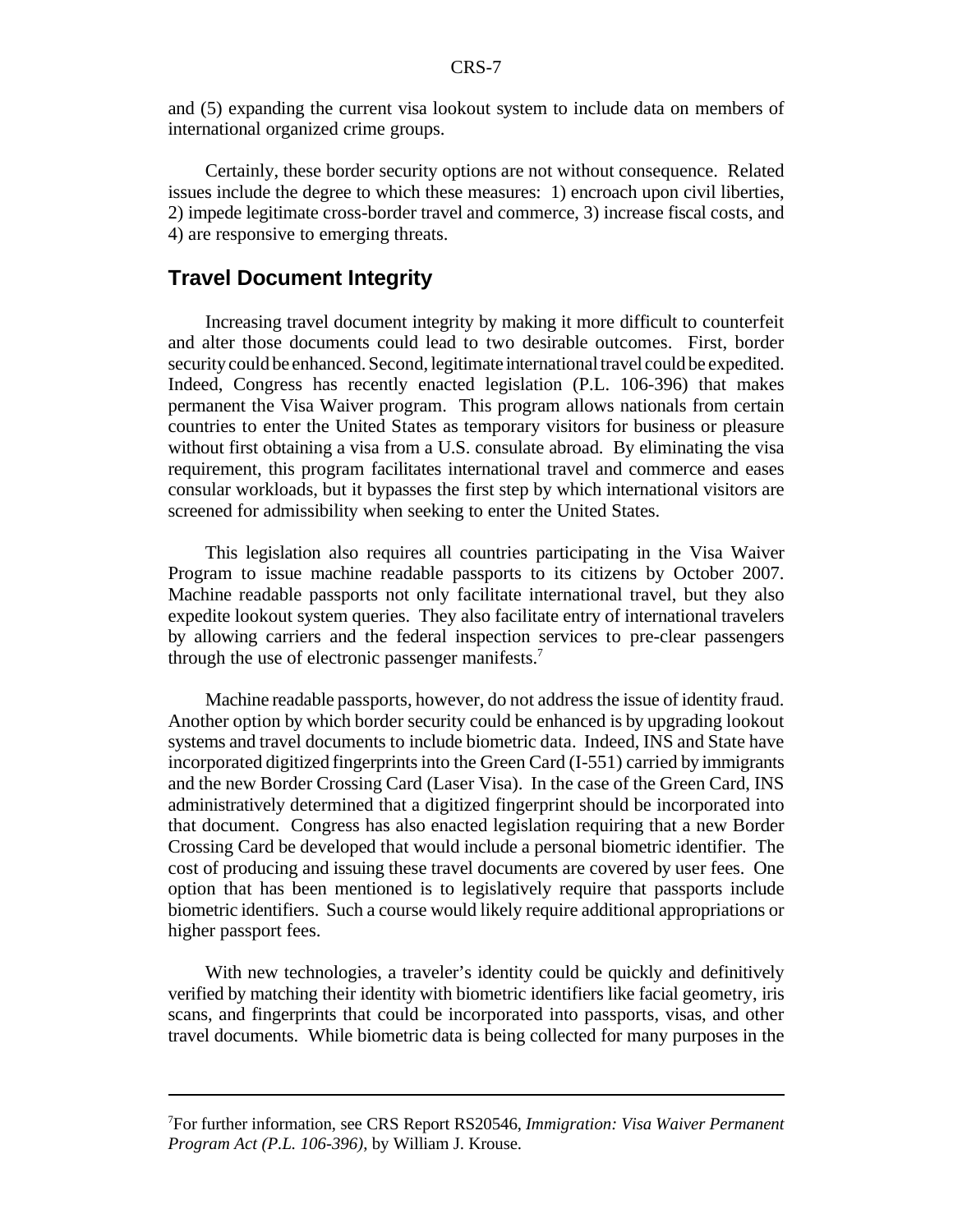and (5) expanding the current visa lookout system to include data on members of international organized crime groups.

Certainly, these border security options are not without consequence. Related issues include the degree to which these measures: 1) encroach upon civil liberties, 2) impede legitimate cross-border travel and commerce, 3) increase fiscal costs, and 4) are responsive to emerging threats.

## Travel Document Integrity

Increasing travel document integrity by making it more difficult to counterfeit and alter those documents could lead to two desirable outcomes. First, border security could be enhanced. Second, legitimate international travel could be expedited. Indeed, Congress has recently enacted legislation (P.L. 106-396) that makes permanent the Visa Waiver program. This program allows nationals from certain countries to enter the United States as temporary visitors for business or pleasure without first obtaining a visa from a U.S. consulate abroad. By eliminating the visa requirement, this program facilitates international travel and commerce and eases consular workloads, but it bypasses the first step by which international visitors are screened for admissibility when seeking to enter the United States.

This legislation also requires all countries participating in the Visa Waiver Program to issue machine readable passports to its citizens by October 2007. Machine readable passports not only facilitate international travel, but they also expedite lookout system queries. They also facilitate entry of international travelers by allowing carriers and the federal inspection services to pre-clear passengers through the use of electronic passenger manifests.[7]

Machine readable passports, however, do not address the issue of identity fraud. Another option by which border security could be enhanced is by upgrading lookout systems and travel documents to include biometric data. Indeed, INS and State have incorporated digitized fingerprints into the Green Card (I-551) carried by immigrants and the new Border Crossing Card (Laser Visa). In the case of the Green Card, INS administratively determined that a digitized fingerprint should be incorporated into that document. Congress has also enacted legislation requiring that a new Border Crossing Card be developed that would include a personal biometric identifier. The cost of producing and issuing these travel documents are covered by user fees. One option that has been mentioned is to legislatively require that passports include biometric identifiers. Such a course would likely require additional appropriations or higher passport fees.

With new technologies, a traveler's identity could be quickly and definitively verified by matching their identity with biometric identifiers like facial geometry, iris scans, and fingerprints that could be incorporated into passports, visas, and other travel documents. While biometric data is being collected for many purposes in the

---

[7]For further information, see CRS Report RS20546, *Immigration: Visa Waiver Permanent Program Act (P.L. 106-396)*, by William J. Krouse.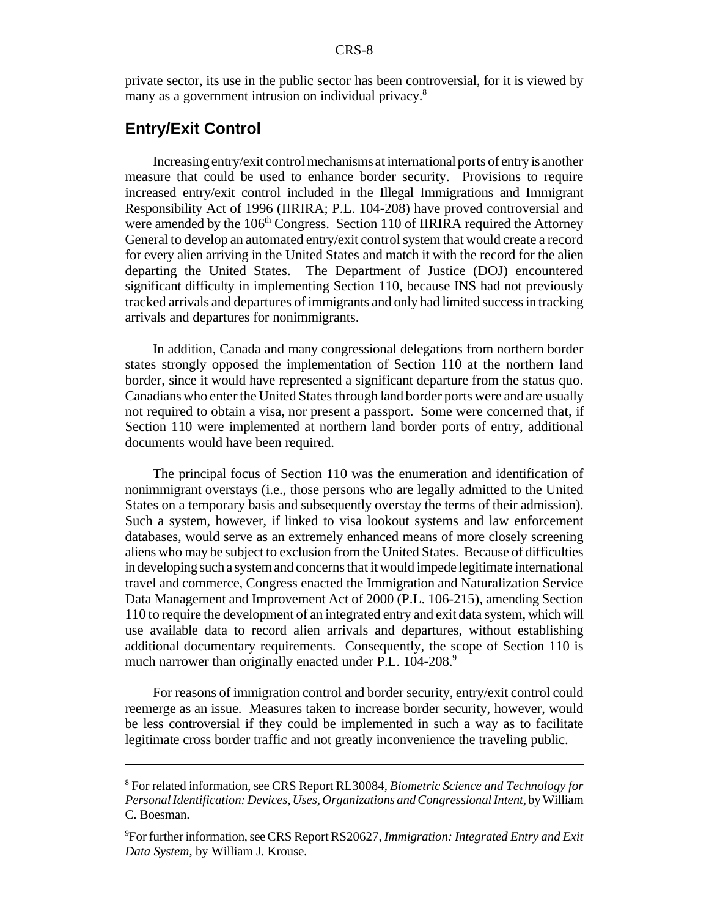private sector, its use in the public sector has been controversial, for it is viewed by many as a government intrusion on individual privacy.[8]

## Entry/Exit Control

Increasing entry/exit control mechanisms at international ports of entry is another measure that could be used to enhance border security. Provisions to require increased entry/exit control included in the Illegal Immigrations and Immigrant Responsibility Act of 1996 (IIRIRA; P.L. 104-208) have proved controversial and were amended by the 106th Congress. Section 110 of IIRIRA required the Attorney General to develop an automated entry/exit control system that would create a record for every alien arriving in the United States and match it with the record for the alien departing the United States. The Department of Justice (DOJ) encountered significant difficulty in implementing Section 110, because INS had not previously tracked arrivals and departures of immigrants and only had limited success in tracking arrivals and departures for nonimmigrants.

In addition, Canada and many congressional delegations from northern border states strongly opposed the implementation of Section 110 at the northern land border, since it would have represented a significant departure from the status quo. Canadians who enter the United States through land border ports were and are usually not required to obtain a visa, nor present a passport. Some were concerned that, if Section 110 were implemented at northern land border ports of entry, additional documents would have been required.

The principal focus of Section 110 was the enumeration and identification of nonimmigrant overstays (i.e., those persons who are legally admitted to the United States on a temporary basis and subsequently overstay the terms of their admission). Such a system, however, if linked to visa lookout systems and law enforcement databases, would serve as an extremely enhanced means of more closely screening aliens who may be subject to exclusion from the United States. Because of difficulties in developing such a system and concerns that it would impede legitimate international travel and commerce, Congress enacted the Immigration and Naturalization Service Data Management and Improvement Act of 2000 (P.L. 106-215), amending Section 110 to require the development of an integrated entry and exit data system, which will use available data to record alien arrivals and departures, without establishing additional documentary requirements. Consequently, the scope of Section 110 is much narrower than originally enacted under P.L. 104-208.[9]

For reasons of immigration control and border security, entry/exit control could reemerge as an issue. Measures taken to increase border security, however, would be less controversial if they could be implemented in such a way as to facilitate legitimate cross border traffic and not greatly inconvenience the traveling public.

---

[8] For related information, see CRS Report RL30084, *Biometric Science and Technology for Personal Identification: Devices, Uses, Organizations and Congressional Intent*, by William C. Boesman.

[9] For further information, see CRS Report RS20627, *Immigration: Integrated Entry and Exit Data System*, by William J. Krouse.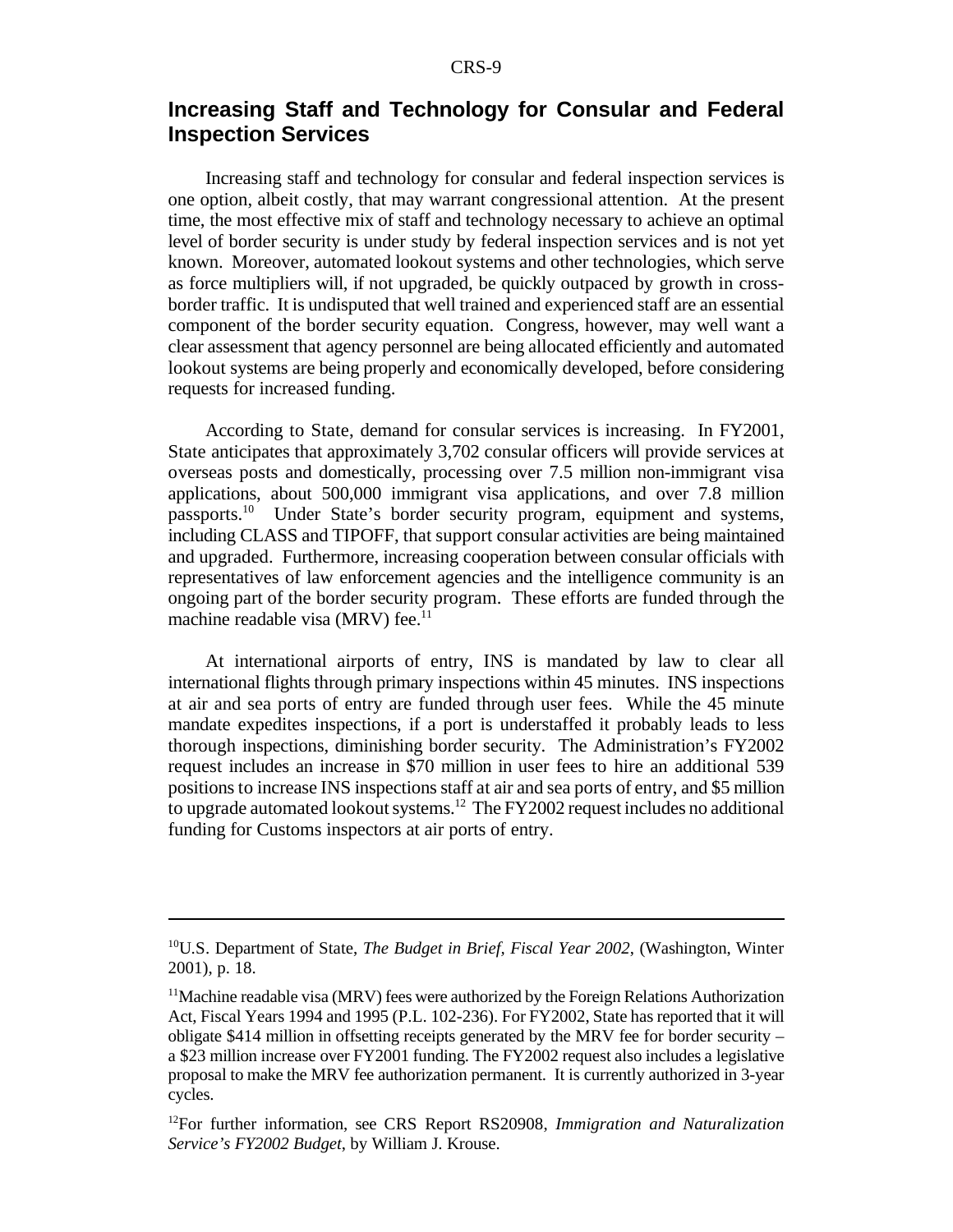## Increasing Staff and Technology for Consular and Federal Inspection Services

Increasing staff and technology for consular and federal inspection services is one option, albeit costly, that may warrant congressional attention. At the present time, the most effective mix of staff and technology necessary to achieve an optimal level of border security is under study by federal inspection services and is not yet known. Moreover, automated lookout systems and other technologies, which serve as force multipliers will, if not upgraded, be quickly outpaced by growth in cross-border traffic. It is undisputed that well trained and experienced staff are an essential component of the border security equation. Congress, however, may well want a clear assessment that agency personnel are being allocated efficiently and automated lookout systems are being properly and economically developed, before considering requests for increased funding.

According to State, demand for consular services is increasing. In FY2001, State anticipates that approximately 3,702 consular officers will provide services at overseas posts and domestically, processing over 7.5 million non-immigrant visa applications, about 500,000 immigrant visa applications, and over 7.8 million passports.[10] Under State's border security program, equipment and systems, including CLASS and TIPOFF, that support consular activities are being maintained and upgraded. Furthermore, increasing cooperation between consular officials with representatives of law enforcement agencies and the intelligence community is an ongoing part of the border security program. These efforts are funded through the machine readable visa (MRV) fee.[11]

At international airports of entry, INS is mandated by law to clear all international flights through primary inspections within 45 minutes. INS inspections at air and sea ports of entry are funded through user fees. While the 45 minute mandate expedites inspections, if a port is understaffed it probably leads to less thorough inspections, diminishing border security. The Administration's FY2002 request includes an increase in $70 million in user fees to hire an additional 539 positions to increase INS inspections staff at air and sea ports of entry, and $5 million to upgrade automated lookout systems.[12] The FY2002 request includes no additional funding for Customs inspectors at air ports of entry.

---

[10] U.S. Department of State, *The Budget in Brief, Fiscal Year 2002*, (Washington, Winter 2001), p. 18.

[11] Machine readable visa (MRV) fees were authorized by the Foreign Relations Authorization Act, Fiscal Years 1994 and 1995 (P.L. 102-236). For FY2002, State has reported that it will obligate $414 million in offsetting receipts generated by the MRV fee for border security – a $23 million increase over FY2001 funding. The FY2002 request also includes a legislative proposal to make the MRV fee authorization permanent. It is currently authorized in 3-year cycles.

[12] For further information, see CRS Report RS20908, *Immigration and Naturalization Service's FY2002 Budget*, by William J. Krouse.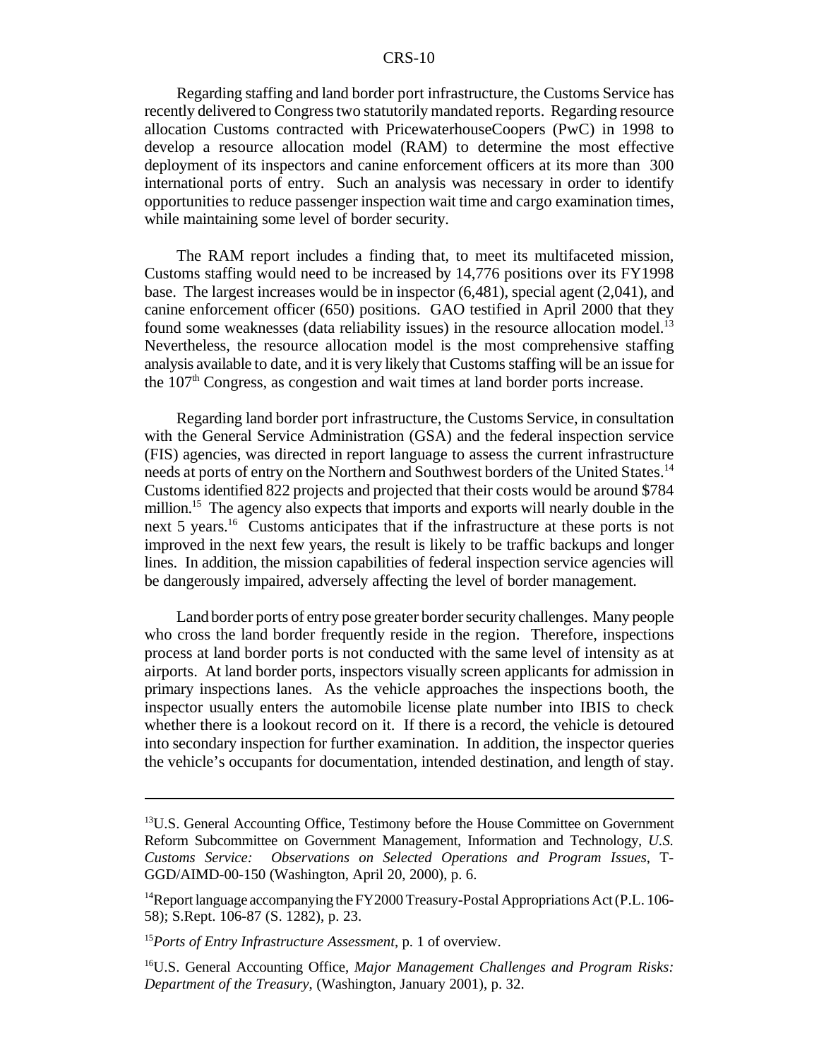Regarding staffing and land border port infrastructure, the Customs Service has recently delivered to Congress two statutorily mandated reports. Regarding resource allocation Customs contracted with PricewaterhouseCoopers (PwC) in 1998 to develop a resource allocation model (RAM) to determine the most effective deployment of its inspectors and canine enforcement officers at its more than 300 international ports of entry. Such an analysis was necessary in order to identify opportunities to reduce passenger inspection wait time and cargo examination times, while maintaining some level of border security.

The RAM report includes a finding that, to meet its multifaceted mission, Customs staffing would need to be increased by 14,776 positions over its FY1998 base. The largest increases would be in inspector (6,481), special agent (2,041), and canine enforcement officer (650) positions. GAO testified in April 2000 that they found some weaknesses (data reliability issues) in the resource allocation model.[13] Nevertheless, the resource allocation model is the most comprehensive staffing analysis available to date, and it is very likely that Customs staffing will be an issue for the 107th Congress, as congestion and wait times at land border ports increase.

Regarding land border port infrastructure, the Customs Service, in consultation with the General Service Administration (GSA) and the federal inspection service (FIS) agencies, was directed in report language to assess the current infrastructure needs at ports of entry on the Northern and Southwest borders of the United States.[14] Customs identified 822 projects and projected that their costs would be around $784 million.[15] The agency also expects that imports and exports will nearly double in the next 5 years.[16] Customs anticipates that if the infrastructure at these ports is not improved in the next few years, the result is likely to be traffic backups and longer lines. In addition, the mission capabilities of federal inspection service agencies will be dangerously impaired, adversely affecting the level of border management.

Land border ports of entry pose greater border security challenges. Many people who cross the land border frequently reside in the region. Therefore, inspections process at land border ports is not conducted with the same level of intensity as at airports. At land border ports, inspectors visually screen applicants for admission in primary inspections lanes. As the vehicle approaches the inspections booth, the inspector usually enters the automobile license plate number into IBIS to check whether there is a lookout record on it. If there is a record, the vehicle is detoured into secondary inspection for further examination. In addition, the inspector queries the vehicle's occupants for documentation, intended destination, and length of stay.

---

[13] U.S. General Accounting Office, Testimony before the House Committee on Government Reform Subcommittee on Government Management, Information and Technology, *U.S. Customs Service: Observations on Selected Operations and Program Issues*, T-GGD/AIMD-00-150 (Washington, April 20, 2000), p. 6.

[14] Report language accompanying the FY2000 Treasury-Postal Appropriations Act (P.L. 106-58); S.Rept. 106-87 (S. 1282), p. 23.

[15] *Ports of Entry Infrastructure Assessment*, p. 1 of overview.

[16] U.S. General Accounting Office, *Major Management Challenges and Program Risks: Department of the Treasury*, (Washington, January 2001), p. 32.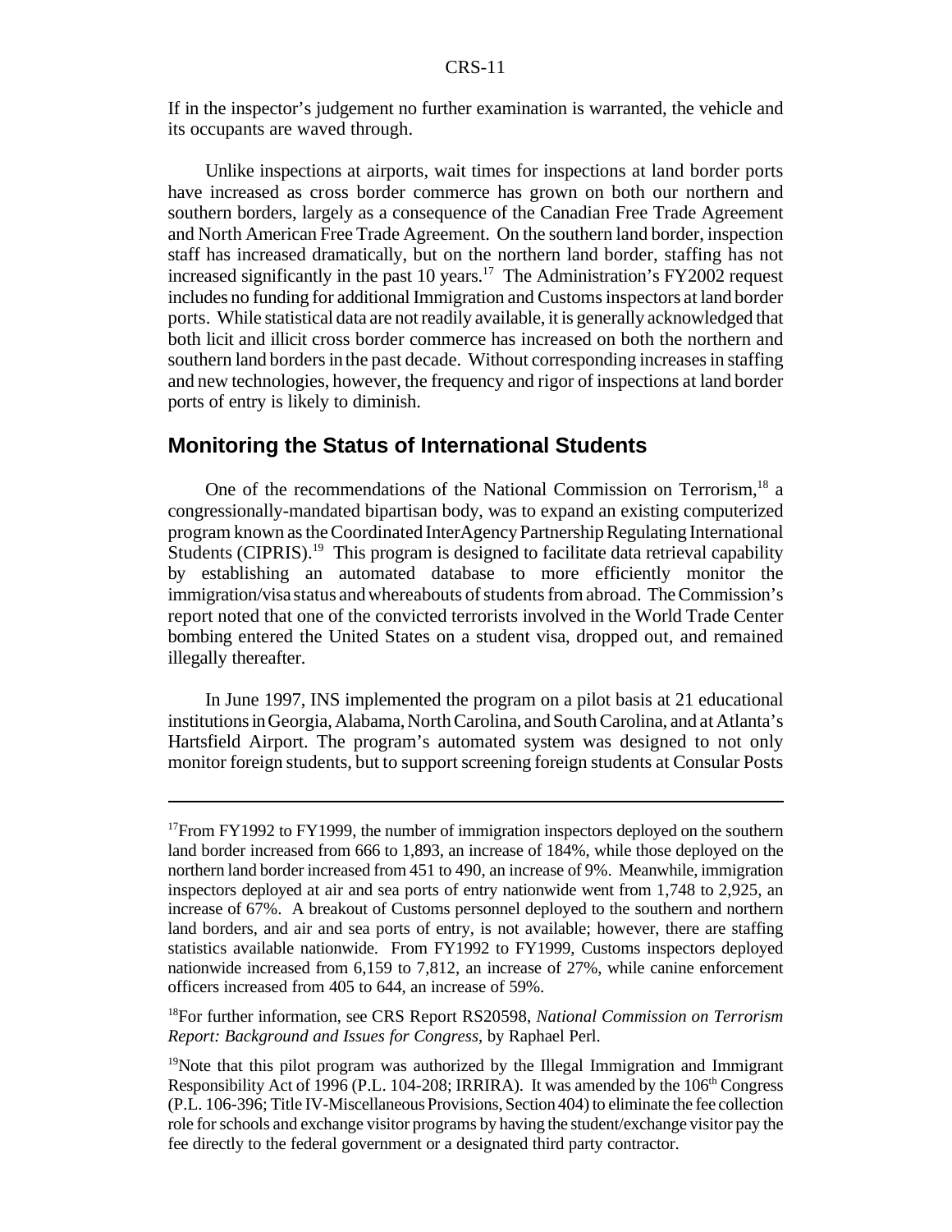If in the inspector's judgement no further examination is warranted, the vehicle and its occupants are waved through.

Unlike inspections at airports, wait times for inspections at land border ports have increased as cross border commerce has grown on both our northern and southern borders, largely as a consequence of the Canadian Free Trade Agreement and North American Free Trade Agreement. On the southern land border, inspection staff has increased dramatically, but on the northern land border, staffing has not increased significantly in the past 10 years.[17] The Administration's FY2002 request includes no funding for additional Immigration and Customs inspectors at land border ports. While statistical data are not readily available, it is generally acknowledged that both licit and illicit cross border commerce has increased on both the northern and southern land borders in the past decade. Without corresponding increases in staffing and new technologies, however, the frequency and rigor of inspections at land border ports of entry is likely to diminish.

## Monitoring the Status of International Students

One of the recommendations of the National Commission on Terrorism,[18] a congressionally-mandated bipartisan body, was to expand an existing computerized program known as the Coordinated InterAgency Partnership Regulating International Students (CIPRIS).[19] This program is designed to facilitate data retrieval capability by establishing an automated database to more efficiently monitor the immigration/visa status and whereabouts of students from abroad. The Commission's report noted that one of the convicted terrorists involved in the World Trade Center bombing entered the United States on a student visa, dropped out, and remained illegally thereafter.

In June 1997, INS implemented the program on a pilot basis at 21 educational institutions in Georgia, Alabama, North Carolina, and South Carolina, and at Atlanta's Hartsfield Airport. The program's automated system was designed to not only monitor foreign students, but to support screening foreign students at Consular Posts

---

[17] From FY1992 to FY1999, the number of immigration inspectors deployed on the southern land border increased from 666 to 1,893, an increase of 184%, while those deployed on the northern land border increased from 451 to 490, an increase of 9%. Meanwhile, immigration inspectors deployed at air and sea ports of entry nationwide went from 1,748 to 2,925, an increase of 67%. A breakout of Customs personnel deployed to the southern and northern land borders, and air and sea ports of entry, is not available; however, there are staffing statistics available nationwide. From FY1992 to FY1999, Customs inspectors deployed nationwide increased from 6,159 to 7,812, an increase of 27%, while canine enforcement officers increased from 405 to 644, an increase of 59%.

[18] For further information, see CRS Report RS20598, *National Commission on Terrorism Report: Background and Issues for Congress*, by Raphael Perl.

[19] Note that this pilot program was authorized by the Illegal Immigration and Immigrant Responsibility Act of 1996 (P.L. 104-208; IRRIRA). It was amended by the 106th Congress (P.L. 106-396; Title IV-Miscellaneous Provisions, Section 404) to eliminate the fee collection role for schools and exchange visitor programs by having the student/exchange visitor pay the fee directly to the federal government or a designated third party contractor.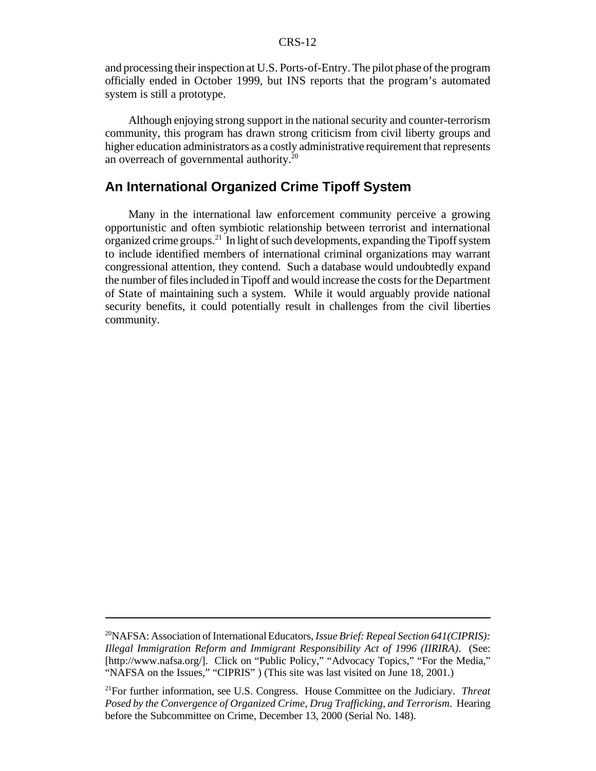and processing their inspection at U.S. Ports-of-Entry. The pilot phase of the program officially ended in October 1999, but INS reports that the program's automated system is still a prototype.

Although enjoying strong support in the national security and counter-terrorism community, this program has drawn strong criticism from civil liberty groups and higher education administrators as a costly administrative requirement that represents an overreach of governmental authority.[20]

## An International Organized Crime Tipoff System

Many in the international law enforcement community perceive a growing opportunistic and often symbiotic relationship between terrorist and international organized crime groups.[21] In light of such developments, expanding the Tipoff system to include identified members of international criminal organizations may warrant congressional attention, they contend. Such a database would undoubtedly expand the number of files included in Tipoff and would increase the costs for the Department of State of maintaining such a system. While it would arguably provide national security benefits, it could potentially result in challenges from the civil liberties community.

---

[20]NAFSA: Association of International Educators, *Issue Brief: Repeal Section 641(CIPRIS): Illegal Immigration Reform and Immigrant Responsibility Act of 1996 (IIRIRA)*. (See: [http://www.nafsa.org/]. Click on "Public Policy," "Advocacy Topics," "For the Media," "NAFSA on the Issues," "CIPRIS" ) (This site was last visited on June 18, 2001.)

[21]For further information, see U.S. Congress. House Committee on the Judiciary. *Threat Posed by the Convergence of Organized Crime, Drug Trafficking, and Terrorism*. Hearing before the Subcommittee on Crime, December 13, 2000 (Serial No. 148).